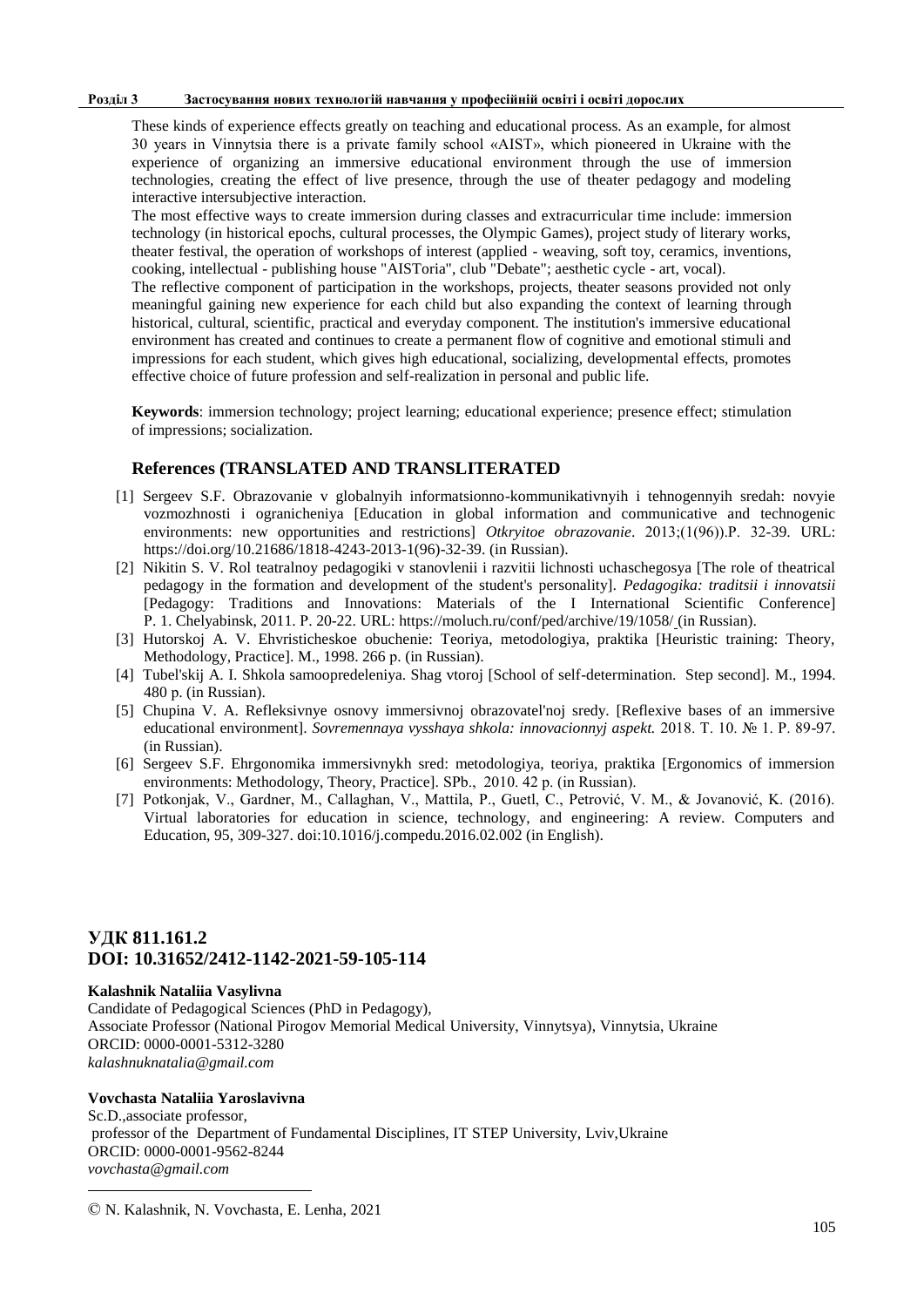These kinds of experience effects greatly on teaching and educational process. As an example, for almost 30 years in Vinnytsia there is a private family school «AIST», which pioneered in Ukraine with the experience of organizing an immersive educational environment through the use of immersion technologies, creating the effect of live presence, through the use of theater pedagogy and modeling interactive intersubjective interaction.

The most effective ways to create immersion during classes and extracurricular time include: immersion technology (in historical epochs, cultural processes, the Olympic Games), project study of literary works, theater festival, the operation of workshops of interest (applied - weaving, soft toy, ceramics, inventions, cooking, intellectual - publishing house "AISToria", club "Debate"; aesthetic cycle - art, vocal).

The reflective component of participation in the workshops, projects, theater seasons provided not only meaningful gaining new experience for each child but also expanding the context of learning through historical, cultural, scientific, practical and everyday component. The institution's immersive educational environment has created and continues to create a permanent flow of cognitive and emotional stimuli and impressions for each student, which gives high educational, socializing, developmental effects, promotes effective choice of future profession and self-realization in personal and public life.

**Keywords**: immersion technology; project learning; educational experience; presence effect; stimulation of impressions; socialization.

## References (TRANSLATED AND TRANSLITERATED

[1] Sergeev S.F. Obrazovanie v globalnyih informatsionno-kommunikativnyih i tehnogennyih sredah: novyie vozmozhnosti i ogranicheniya [Education in global information and communicative and technogenic environments: new opportunities and restrictions] *Otkryitoe obrazovanie*. 2013;(1(96)).P. 32-39. URL: https://doi.org/10.21686/1818-4243-2013-1(96)-32-39. (in Russian).

[2] Nikitin S. V. Rol teatralnoy pedagogiki v stanovlenii i razvitii lichnosti uchaschegosya [The role of theatrical pedagogy in the formation and development of the student's personality]. *Pedagogika: traditsii i innovatsii* [Pedagogy: Traditions and Innovations: Materials of the I International Scientific Conference] P. 1. Chelyabinsk, 2011. P. 20-22. URL: https://moluch.ru/conf/ped/archive/19/1058/ (in Russian).

[3] Hutorskoj A. V. Ehvristicheskoe obuchenie: Teoriya, metodologiya, praktika [Heuristic training: Theory, Methodology, Practice]. M., 1998. 266 p. (in Russian).

[4] Tubel'skij A. I. Shkola samoopredeleniya. Shag vtoroj [School of self-determination. Step second]. M., 1994. 480 p. (in Russian).

[5] Chupina V. A. Refleksivnye osnovy immersivnoj obrazovatel'noj sredy. [Reflexive bases of an immersive educational environment]. *Sovremennaya vysshaya shkola: innovacionnyj aspekt.* 2018. T. 10. № 1. P. 89-97. (in Russian).

[6] Sergeev S.F. Ehrgonomika immersivnykh sred: metodologiya, teoriya, praktika [Ergonomics of immersion environments: Methodology, Theory, Practice]. SPb., 2010. 42 p. (in Russian).

[7] Potkonjak, V., Gardner, M., Callaghan, V., Mattila, P., Guetl, C., Petrović, V. M., & Jovanović, K. (2016). Virtual laboratories for education in science, technology, and engineering: A review. Computers and Education, 95, 309-327. doi:10.1016/j.compedu.2016.02.002 (in English).

## УДК 811.161.2
## DOI: 10.31652/2412-1142-2021-59-105-114

**Kalashnik Nataliia Vasylivna**
Candidate of Pedagogical Sciences (PhD in Pedagogy),
Associate Professor (National Pirogov Memorial Medical University, Vinnytsya), Vinnytsia, Ukraine
ORCID: 0000-0001-5312-3280
*kalashnuknatalia@gmail.com*

**Vovchasta Nataliia Yaroslavivna**
Sc.D.,associate professor,
professor of the Department of Fundamental Disciplines, IT STEP University, Lviv,Ukraine
ORCID: 0000-0001-9562-8244
*vovchasta@gmail.com*

© N. Kalashnik, N. Vovchasta, E. Lenha, 2021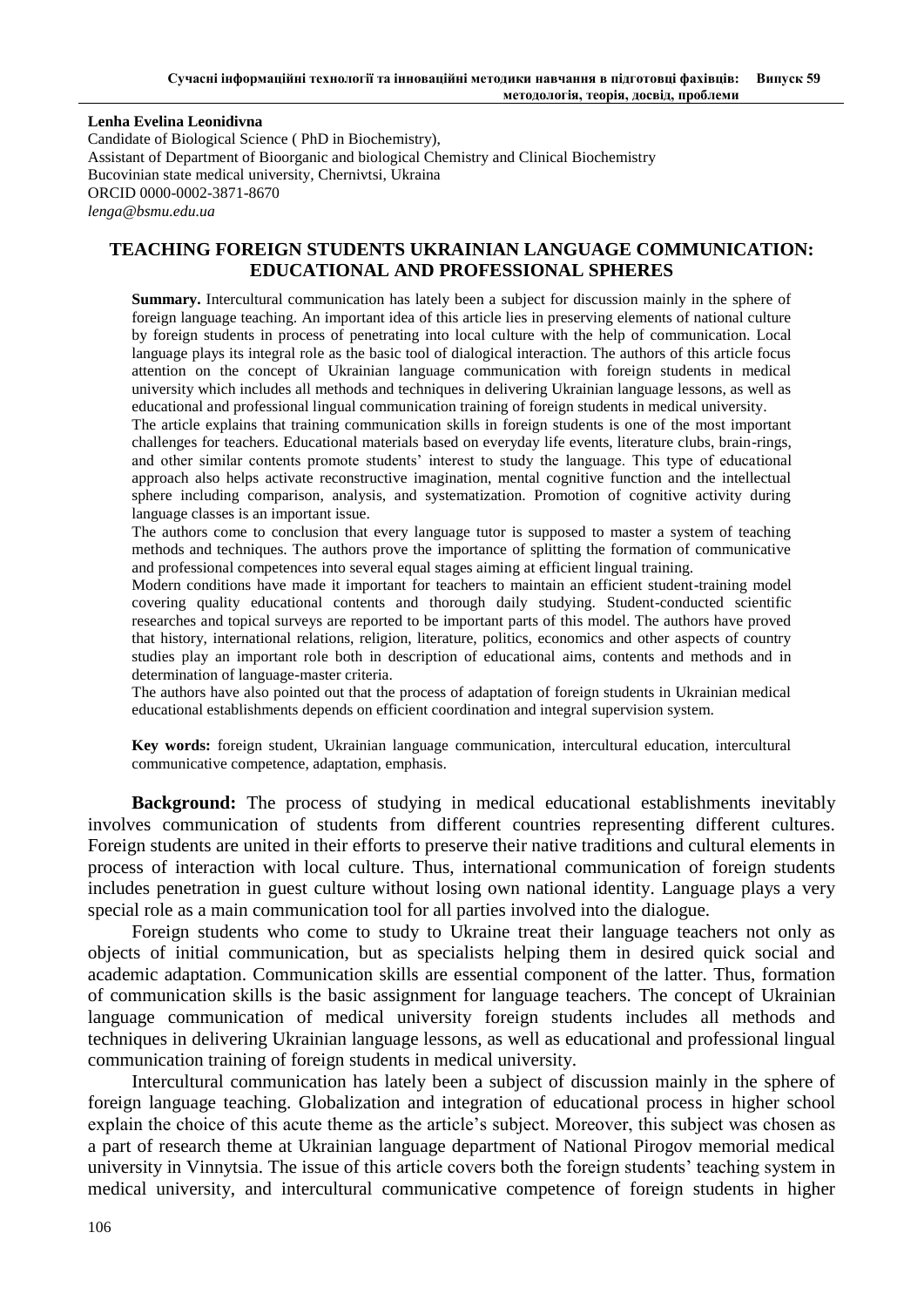**Lenha Evelina Leonidivna**
Candidate of Biological Science ( PhD in Biochemistry),
Assistant of Department of Bioorganic and biological Chemistry and Clinical Biochemistry
Bucovinian state medical university, Chernivtsi, Ukraina
ORCID 0000-0002-3871-8670
*lenga@bsmu.edu.ua*

## TEACHING FOREIGN STUDENTS UKRAINIAN LANGUAGE COMMUNICATION: EDUCATIONAL AND PROFESSIONAL SPHERES

**Summary.** Intercultural communication has lately been a subject for discussion mainly in the sphere of foreign language teaching. An important idea of this article lies in preserving elements of national culture by foreign students in process of penetrating into local culture with the help of communication. Local language plays its integral role as the basic tool of dialogical interaction. The authors of this article focus attention on the concept of Ukrainian language communication with foreign students in medical university which includes all methods and techniques in delivering Ukrainian language lessons, as well as educational and professional lingual communication training of foreign students in medical university.

The article explains that training communication skills in foreign students is one of the most important challenges for teachers. Educational materials based on everyday life events, literature clubs, brain-rings, and other similar contents promote students' interest to study the language. This type of educational approach also helps activate reconstructive imagination, mental cognitive function and the intellectual sphere including comparison, analysis, and systematization. Promotion of cognitive activity during language classes is an important issue.

The authors come to conclusion that every language tutor is supposed to master a system of teaching methods and techniques. The authors prove the importance of splitting the formation of communicative and professional competences into several equal stages aiming at efficient lingual training.

Modern conditions have made it important for teachers to maintain an efficient student-training model covering quality educational contents and thorough daily studying. Student-conducted scientific researches and topical surveys are reported to be important parts of this model. The authors have proved that history, international relations, religion, literature, politics, economics and other aspects of country studies play an important role both in description of educational aims, contents and methods and in determination of language-master criteria.

The authors have also pointed out that the process of adaptation of foreign students in Ukrainian medical educational establishments depends on efficient coordination and integral supervision system.

**Key words:** foreign student, Ukrainian language communication, intercultural education, intercultural communicative competence, adaptation, emphasis.

**Background:** The process of studying in medical educational establishments inevitably involves communication of students from different countries representing different cultures. Foreign students are united in their efforts to preserve their native traditions and cultural elements in process of interaction with local culture. Thus, international communication of foreign students includes penetration in guest culture without losing own national identity. Language plays a very special role as a main communication tool for all parties involved into the dialogue.

Foreign students who come to study to Ukraine treat their language teachers not only as objects of initial communication, but as specialists helping them in desired quick social and academic adaptation. Communication skills are essential component of the latter. Thus, formation of communication skills is the basic assignment for language teachers. The concept of Ukrainian language communication of medical university foreign students includes all methods and techniques in delivering Ukrainian language lessons, as well as educational and professional lingual communication training of foreign students in medical university.

Intercultural communication has lately been a subject of discussion mainly in the sphere of foreign language teaching. Globalization and integration of educational process in higher school explain the choice of this acute theme as the article's subject. Moreover, this subject was chosen as a part of research theme at Ukrainian language department of National Pirogov memorial medical university in Vinnytsia. The issue of this article covers both the foreign students' teaching system in medical university, and intercultural communicative competence of foreign students in higher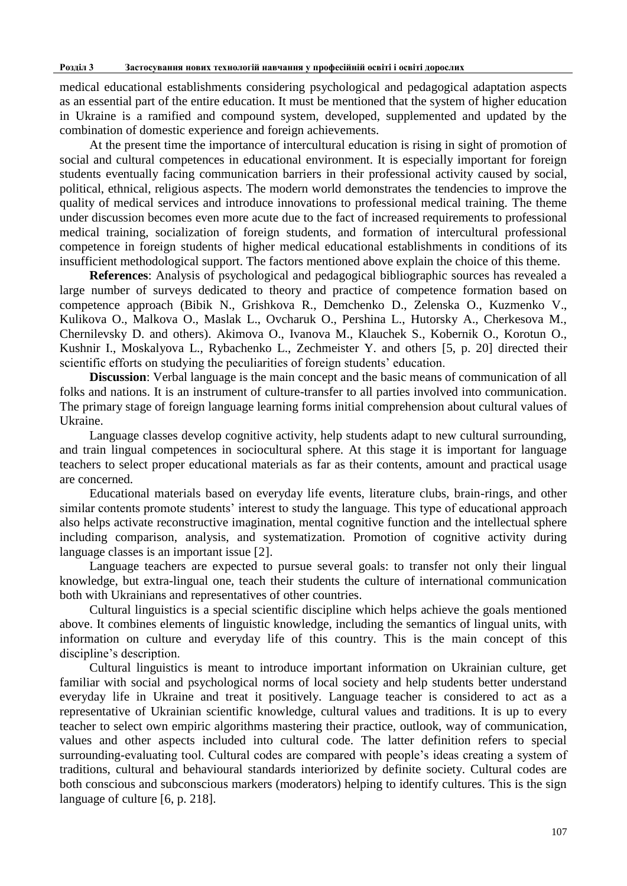medical educational establishments considering psychological and pedagogical adaptation aspects as an essential part of the entire education. It must be mentioned that the system of higher education in Ukraine is a ramified and compound system, developed, supplemented and updated by the combination of domestic experience and foreign achievements.

At the present time the importance of intercultural education is rising in sight of promotion of social and cultural competences in educational environment. It is especially important for foreign students eventually facing communication barriers in their professional activity caused by social, political, ethnical, religious aspects. The modern world demonstrates the tendencies to improve the quality of medical services and introduce innovations to professional medical training. The theme under discussion becomes even more acute due to the fact of increased requirements to professional medical training, socialization of foreign students, and formation of intercultural professional competence in foreign students of higher medical educational establishments in conditions of its insufficient methodological support. The factors mentioned above explain the choice of this theme.

**References**: Analysis of psychological and pedagogical bibliographic sources has revealed a large number of surveys dedicated to theory and practice of competence formation based on competence approach (Bibik N., Grishkova R., Demchenko D., Zelenska O., Kuzmenko V., Kulikova O., Malkova O., Maslak L., Ovcharuk O., Pershina L., Hutorsky A., Cherkesova M., Chernilevsky D. and others). Akimova O., Ivanova M., Klauchek S., Kobernik O., Korotun O., Kushnir I., Moskalyova L., Rybachenko L., Zechmeister Y. and others [5, p. 20] directed their scientific efforts on studying the peculiarities of foreign students' education.

**Discussion**: Verbal language is the main concept and the basic means of communication of all folks and nations. It is an instrument of culture-transfer to all parties involved into communication. The primary stage of foreign language learning forms initial comprehension about cultural values of Ukraine.

Language classes develop cognitive activity, help students adapt to new cultural surrounding, and train lingual competences in sociocultural sphere. At this stage it is important for language teachers to select proper educational materials as far as their contents, amount and practical usage are concerned.

Educational materials based on everyday life events, literature clubs, brain-rings, and other similar contents promote students' interest to study the language. This type of educational approach also helps activate reconstructive imagination, mental cognitive function and the intellectual sphere including comparison, analysis, and systematization. Promotion of cognitive activity during language classes is an important issue [2].

Language teachers are expected to pursue several goals: to transfer not only their lingual knowledge, but extra-lingual one, teach their students the culture of international communication both with Ukrainians and representatives of other countries.

Cultural linguistics is a special scientific discipline which helps achieve the goals mentioned above. It combines elements of linguistic knowledge, including the semantics of lingual units, with information on culture and everyday life of this country. This is the main concept of this discipline's description.

Cultural linguistics is meant to introduce important information on Ukrainian culture, get familiar with social and psychological norms of local society and help students better understand everyday life in Ukraine and treat it positively. Language teacher is considered to act as a representative of Ukrainian scientific knowledge, cultural values and traditions. It is up to every teacher to select own empiric algorithms mastering their practice, outlook, way of communication, values and other aspects included into cultural code. The latter definition refers to special surrounding-evaluating tool. Cultural codes are compared with people's ideas creating a system of traditions, cultural and behavioural standards interiorized by definite society. Cultural codes are both conscious and subconscious markers (moderators) helping to identify cultures. This is the sign language of culture [6, p. 218].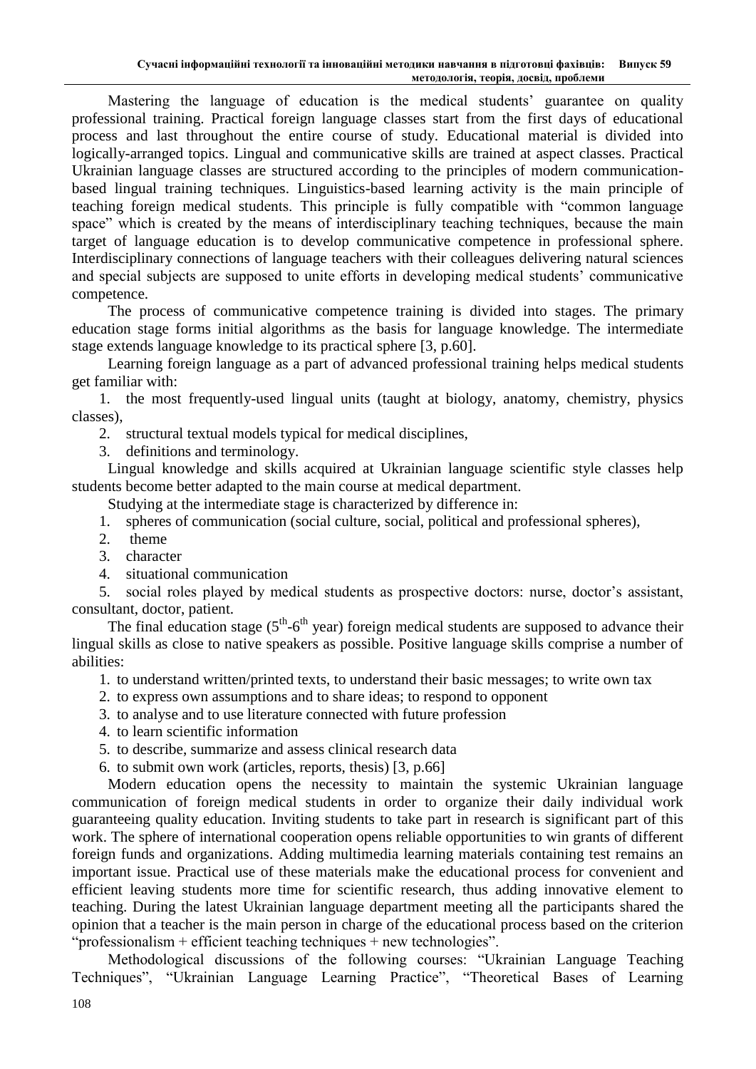Mastering the language of education is the medical students' guarantee on quality professional training. Practical foreign language classes start from the first days of educational process and last throughout the entire course of study. Educational material is divided into logically-arranged topics. Lingual and communicative skills are trained at aspect classes. Practical Ukrainian language classes are structured according to the principles of modern communication-based lingual training techniques. Linguistics-based learning activity is the main principle of teaching foreign medical students. This principle is fully compatible with "common language space" which is created by the means of interdisciplinary teaching techniques, because the main target of language education is to develop communicative competence in professional sphere. Interdisciplinary connections of language teachers with their colleagues delivering natural sciences and special subjects are supposed to unite efforts in developing medical students' communicative competence.

The process of communicative competence training is divided into stages. The primary education stage forms initial algorithms as the basis for language knowledge. The intermediate stage extends language knowledge to its practical sphere [3, p.60].

Learning foreign language as a part of advanced professional training helps medical students get familiar with:

1. the most frequently-used lingual units (taught at biology, anatomy, chemistry, physics classes),
2. structural textual models typical for medical disciplines,
3. definitions and terminology.

Lingual knowledge and skills acquired at Ukrainian language scientific style classes help students become better adapted to the main course at medical department.

Studying at the intermediate stage is characterized by difference in:

1. spheres of communication (social culture, social, political and professional spheres),
2. theme
3. character
4. situational communication
5. social roles played by medical students as prospective doctors: nurse, doctor's assistant, consultant, doctor, patient.

The final education stage (5th-6th year) foreign medical students are supposed to advance their lingual skills as close to native speakers as possible. Positive language skills comprise a number of abilities:

1. to understand written/printed texts, to understand their basic messages; to write own tax
2. to express own assumptions and to share ideas; to respond to opponent
3. to analyse and to use literature connected with future profession
4. to learn scientific information
5. to describe, summarize and assess clinical research data
6. to submit own work (articles, reports, thesis) [3, p.66]

Modern education opens the necessity to maintain the systemic Ukrainian language communication of foreign medical students in order to organize their daily individual work guaranteeing quality education. Inviting students to take part in research is significant part of this work. The sphere of international cooperation opens reliable opportunities to win grants of different foreign funds and organizations. Adding multimedia learning materials containing test remains an important issue. Practical use of these materials make the educational process for convenient and efficient leaving students more time for scientific research, thus adding innovative element to teaching. During the latest Ukrainian language department meeting all the participants shared the opinion that a teacher is the main person in charge of the educational process based on the criterion "professionalism + efficient teaching techniques + new technologies".

Methodological discussions of the following courses: "Ukrainian Language Teaching Techniques", "Ukrainian Language Learning Practice", "Theoretical Bases of Learning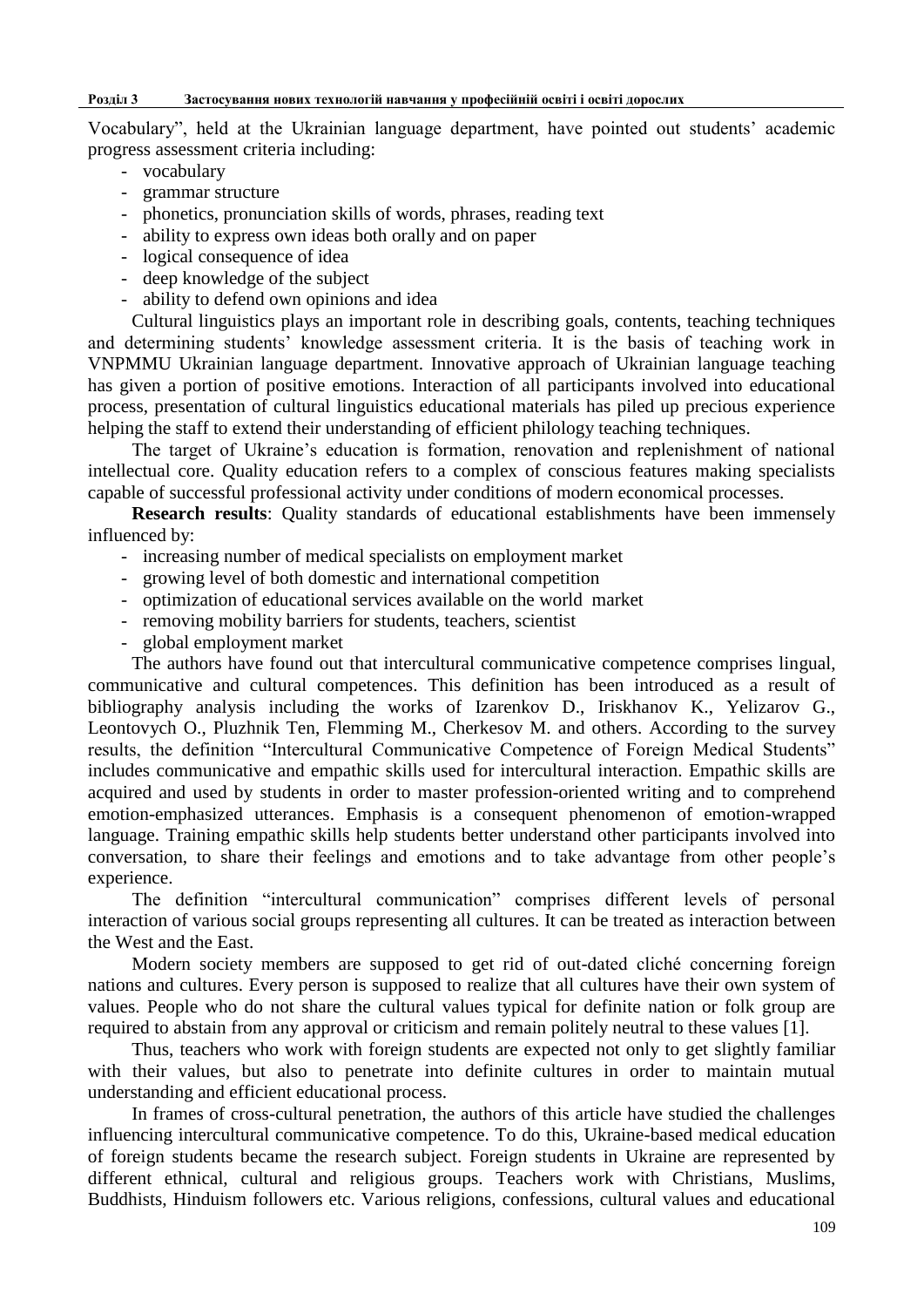Vocabulary", held at the Ukrainian language department, have pointed out students' academic progress assessment criteria including:

- vocabulary
- grammar structure
- phonetics, pronunciation skills of words, phrases, reading text
- ability to express own ideas both orally and on paper
- logical consequence of idea
- deep knowledge of the subject
- ability to defend own opinions and idea

Cultural linguistics plays an important role in describing goals, contents, teaching techniques and determining students' knowledge assessment criteria. It is the basis of teaching work in VNPMMU Ukrainian language department. Innovative approach of Ukrainian language teaching has given a portion of positive emotions. Interaction of all participants involved into educational process, presentation of cultural linguistics educational materials has piled up precious experience helping the staff to extend their understanding of efficient philology teaching techniques.

The target of Ukraine's education is formation, renovation and replenishment of national intellectual core. Quality education refers to a complex of conscious features making specialists capable of successful professional activity under conditions of modern economical processes.

**Research results**: Quality standards of educational establishments have been immensely influenced by:

- increasing number of medical specialists on employment market
- growing level of both domestic and international competition
- optimization of educational services available on the world market
- removing mobility barriers for students, teachers, scientist
- global employment market

The authors have found out that intercultural communicative competence comprises lingual, communicative and cultural competences. This definition has been introduced as a result of bibliography analysis including the works of Izarenkov D., Iriskhanov K., Yelizarov G., Leontovych O., Pluzhnik Ten, Flemming M., Cherkesov M. and others. According to the survey results, the definition "Intercultural Communicative Competence of Foreign Medical Students" includes communicative and empathic skills used for intercultural interaction. Empathic skills are acquired and used by students in order to master profession-oriented writing and to comprehend emotion-emphasized utterances. Emphasis is a consequent phenomenon of emotion-wrapped language. Training empathic skills help students better understand other participants involved into conversation, to share their feelings and emotions and to take advantage from other people's experience.

The definition "intercultural communication" comprises different levels of personal interaction of various social groups representing all cultures. It can be treated as interaction between the West and the East.

Modern society members are supposed to get rid of out-dated cliché concerning foreign nations and cultures. Every person is supposed to realize that all cultures have their own system of values. People who do not share the cultural values typical for definite nation or folk group are required to abstain from any approval or criticism and remain politely neutral to these values [1].

Thus, teachers who work with foreign students are expected not only to get slightly familiar with their values, but also to penetrate into definite cultures in order to maintain mutual understanding and efficient educational process.

In frames of cross-cultural penetration, the authors of this article have studied the challenges influencing intercultural communicative competence. To do this, Ukraine-based medical education of foreign students became the research subject. Foreign students in Ukraine are represented by different ethnical, cultural and religious groups. Teachers work with Christians, Muslims, Buddhists, Hinduism followers etc. Various religions, confessions, cultural values and educational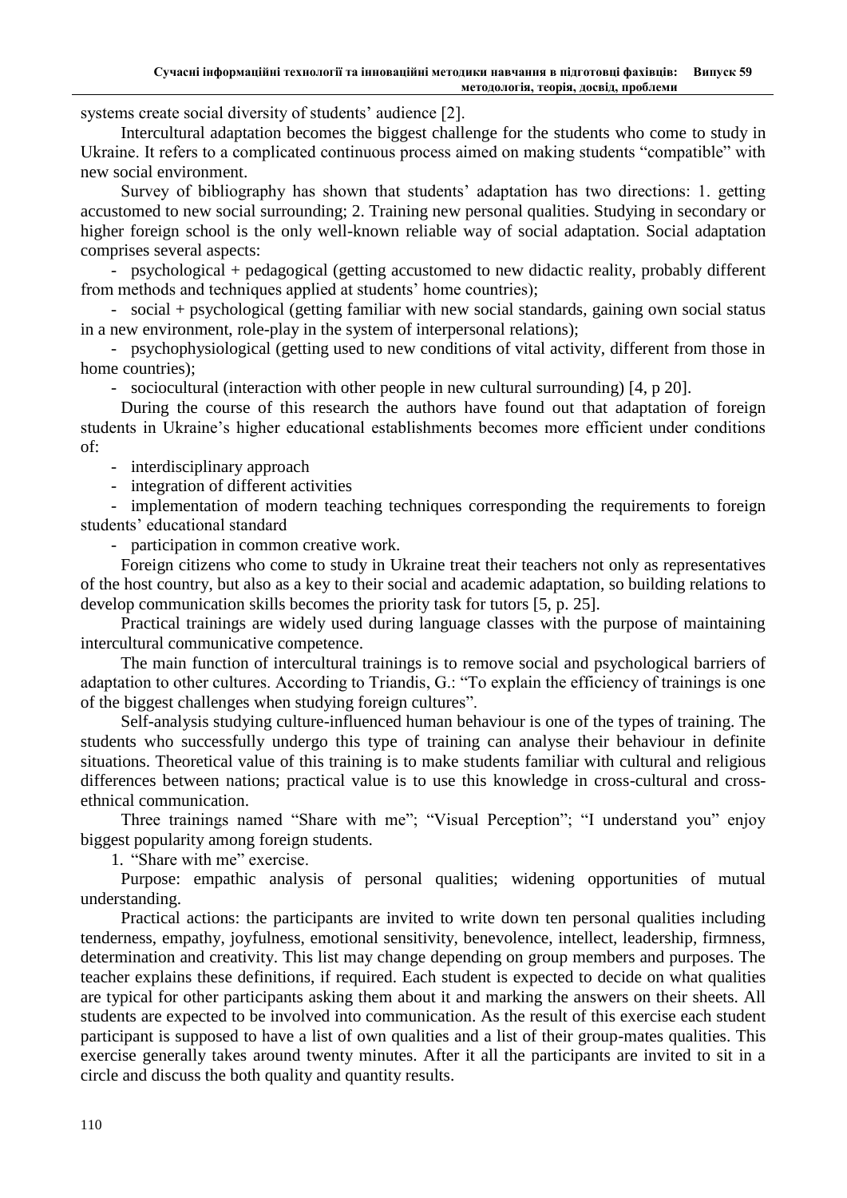systems create social diversity of students' audience [2].

Intercultural adaptation becomes the biggest challenge for the students who come to study in Ukraine. It refers to a complicated continuous process aimed on making students "compatible" with new social environment.

Survey of bibliography has shown that students' adaptation has two directions: 1. getting accustomed to new social surrounding; 2. Training new personal qualities. Studying in secondary or higher foreign school is the only well-known reliable way of social adaptation. Social adaptation comprises several aspects:

- psychological + pedagogical (getting accustomed to new didactic reality, probably different from methods and techniques applied at students' home countries);
- social + psychological (getting familiar with new social standards, gaining own social status in a new environment, role-play in the system of interpersonal relations);
- psychophysiological (getting used to new conditions of vital activity, different from those in home countries);
- sociocultural (interaction with other people in new cultural surrounding) [4, p 20].

During the course of this research the authors have found out that adaptation of foreign students in Ukraine's higher educational establishments becomes more efficient under conditions of:

- interdisciplinary approach
- integration of different activities
- implementation of modern teaching techniques corresponding the requirements to foreign students' educational standard
- participation in common creative work.

Foreign citizens who come to study in Ukraine treat their teachers not only as representatives of the host country, but also as a key to their social and academic adaptation, so building relations to develop communication skills becomes the priority task for tutors [5, p. 25].

Practical trainings are widely used during language classes with the purpose of maintaining intercultural communicative competence.

The main function of intercultural trainings is to remove social and psychological barriers of adaptation to other cultures. According to Triandis, G.: "To explain the efficiency of trainings is one of the biggest challenges when studying foreign cultures".

Self-analysis studying culture-influenced human behaviour is one of the types of training. The students who successfully undergo this type of training can analyse their behaviour in definite situations. Theoretical value of this training is to make students familiar with cultural and religious differences between nations; practical value is to use this knowledge in cross-cultural and cross-ethnical communication.

Three trainings named "Share with me"; "Visual Perception"; "I understand you" enjoy biggest popularity among foreign students.

1. "Share with me" exercise.

Purpose: empathic analysis of personal qualities; widening opportunities of mutual understanding.

Practical actions: the participants are invited to write down ten personal qualities including tenderness, empathy, joyfulness, emotional sensitivity, benevolence, intellect, leadership, firmness, determination and creativity. This list may change depending on group members and purposes. The teacher explains these definitions, if required. Each student is expected to decide on what qualities are typical for other participants asking them about it and marking the answers on their sheets. All students are expected to be involved into communication. As the result of this exercise each student participant is supposed to have a list of own qualities and a list of their group-mates qualities. This exercise generally takes around twenty minutes. After it all the participants are invited to sit in a circle and discuss the both quality and quantity results.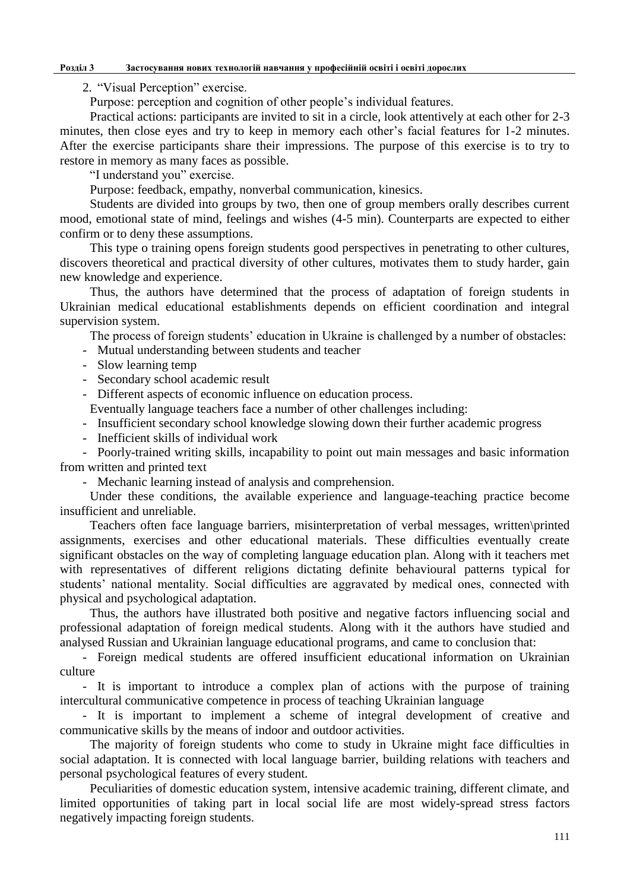2. "Visual Perception" exercise.

Purpose: perception and cognition of other people's individual features.

Practical actions: participants are invited to sit in a circle, look attentively at each other for 2-3 minutes, then close eyes and try to keep in memory each other's facial features for 1-2 minutes. After the exercise participants share their impressions. The purpose of this exercise is to try to restore in memory as many faces as possible.

"I understand you" exercise.

Purpose: feedback, empathy, nonverbal communication, kinesics.

Students are divided into groups by two, then one of group members orally describes current mood, emotional state of mind, feelings and wishes (4-5 min). Counterparts are expected to either confirm or to deny these assumptions.

This type o training opens foreign students good perspectives in penetrating to other cultures, discovers theoretical and practical diversity of other cultures, motivates them to study harder, gain new knowledge and experience.

Thus, the authors have determined that the process of adaptation of foreign students in Ukrainian medical educational establishments depends on efficient coordination and integral supervision system.

The process of foreign students' education in Ukraine is challenged by a number of obstacles:

- Mutual understanding between students and teacher
- Slow learning temp
- Secondary school academic result
- Different aspects of economic influence on education process.

Eventually language teachers face a number of other challenges including:

- Insufficient secondary school knowledge slowing down their further academic progress
- Inefficient skills of individual work
- Poorly-trained writing skills, incapability to point out main messages and basic information from written and printed text
- Mechanic learning instead of analysis and comprehension.

Under these conditions, the available experience and language-teaching practice become insufficient and unreliable.

Teachers often face language barriers, misinterpretation of verbal messages, written\printed assignments, exercises and other educational materials. These difficulties eventually create significant obstacles on the way of completing language education plan. Along with it teachers met with representatives of different religions dictating definite behavioural patterns typical for students' national mentality. Social difficulties are aggravated by medical ones, connected with physical and psychological adaptation.

Thus, the authors have illustrated both positive and negative factors influencing social and professional adaptation of foreign medical students. Along with it the authors have studied and analysed Russian and Ukrainian language educational programs, and came to conclusion that:

- Foreign medical students are offered insufficient educational information on Ukrainian culture
- It is important to introduce a complex plan of actions with the purpose of training intercultural communicative competence in process of teaching Ukrainian language
- It is important to implement a scheme of integral development of creative and communicative skills by the means of indoor and outdoor activities.

The majority of foreign students who come to study in Ukraine might face difficulties in social adaptation. It is connected with local language barrier, building relations with teachers and personal psychological features of every student.

Peculiarities of domestic education system, intensive academic training, different climate, and limited opportunities of taking part in local social life are most widely-spread stress factors negatively impacting foreign students.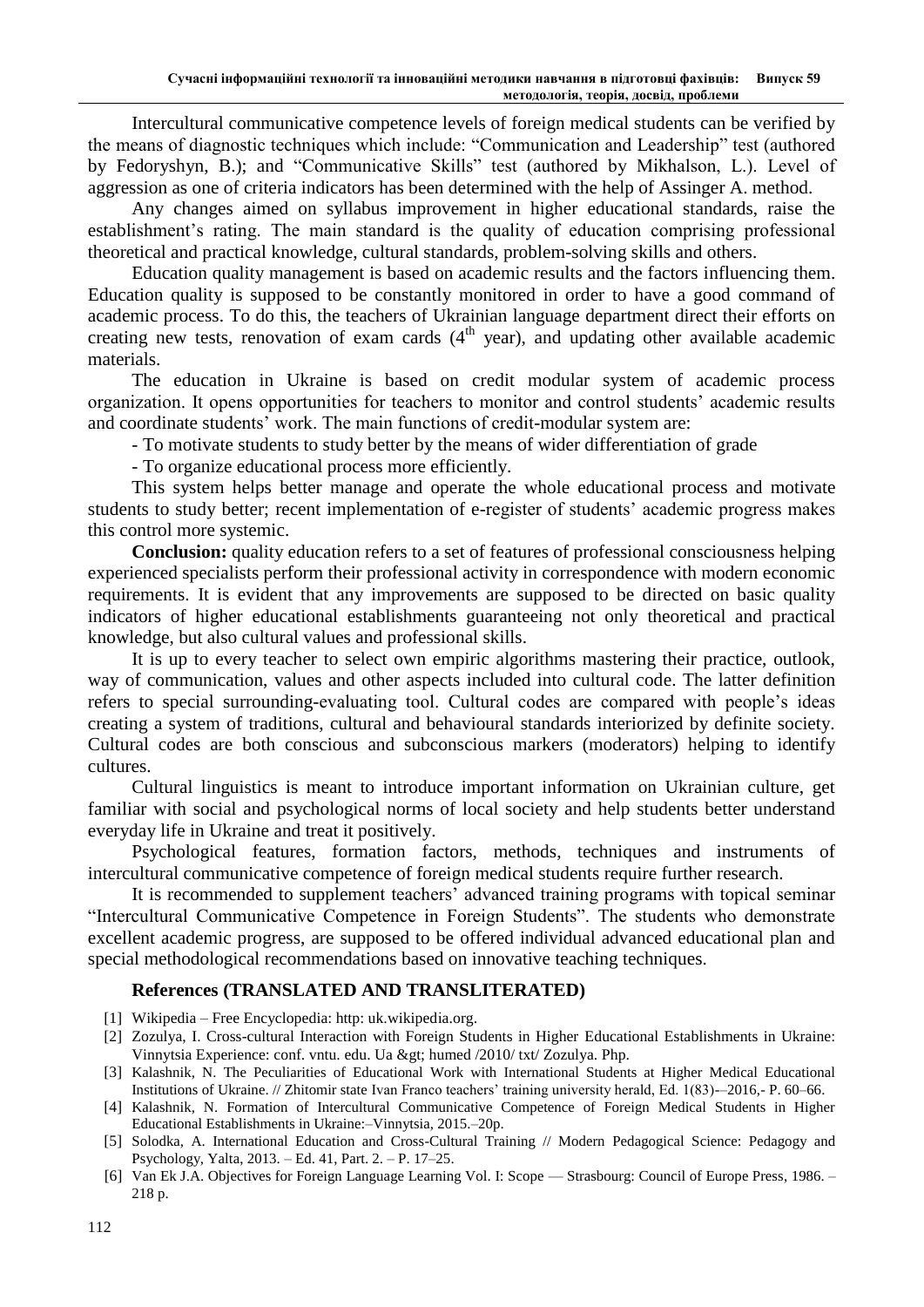Intercultural communicative competence levels of foreign medical students can be verified by the means of diagnostic techniques which include: “Communication and Leadership” test (authored by Fedoryshyn, B.); and “Communicative Skills” test (authored by Mikhalson, L.). Level of aggression as one of criteria indicators has been determined with the help of Assinger A. method.

Any changes aimed on syllabus improvement in higher educational standards, raise the establishment’s rating. The main standard is the quality of education comprising professional theoretical and practical knowledge, cultural standards, problem-solving skills and others.

Education quality management is based on academic results and the factors influencing them. Education quality is supposed to be constantly monitored in order to have a good command of academic process. To do this, the teachers of Ukrainian language department direct their efforts on creating new tests, renovation of exam cards (4$^{th}$ year), and updating other available academic materials.

The education in Ukraine is based on credit modular system of academic process organization. It opens opportunities for teachers to monitor and control students’ academic results and coordinate students’ work. The main functions of credit-modular system are:

- To motivate students to study better by the means of wider differentiation of grade
- To organize educational process more efficiently.

This system helps better manage and operate the whole educational process and motivate students to study better; recent implementation of e-register of students’ academic progress makes this control more systemic.

**Conclusion:** quality education refers to a set of features of professional consciousness helping experienced specialists perform their professional activity in correspondence with modern economic requirements. It is evident that any improvements are supposed to be directed on basic quality indicators of higher educational establishments guaranteeing not only theoretical and practical knowledge, but also cultural values and professional skills.

It is up to every teacher to select own empiric algorithms mastering their practice, outlook, way of communication, values and other aspects included into cultural code. The latter definition refers to special surrounding-evaluating tool. Cultural codes are compared with people’s ideas creating a system of traditions, cultural and behavioural standards interiorized by definite society. Cultural codes are both conscious and subconscious markers (moderators) helping to identify cultures.

Cultural linguistics is meant to introduce important information on Ukrainian culture, get familiar with social and psychological norms of local society and help students better understand everyday life in Ukraine and treat it positively.

Psychological features, formation factors, methods, techniques and instruments of intercultural communicative competence of foreign medical students require further research.

It is recommended to supplement teachers’ advanced training programs with topical seminar “Intercultural Communicative Competence in Foreign Students”. The students who demonstrate excellent academic progress, are supposed to be offered individual advanced educational plan and special methodological recommendations based on innovative teaching techniques.

### References (TRANSLATED AND TRANSLITERATED)

[1] Wikipedia – Free Encyclopedia: http: uk.wikipedia.org.

[2] Zozulya, I. Cross-cultural Interaction with Foreign Students in Higher Educational Establishments in Ukraine: Vinnytsia Experience: conf. vntu. edu. Ua &gt; humed /2010/ txt/ Zozulya. Php.

[3] Kalashnik, N. The Peculiarities of Educational Work with International Students at Higher Medical Educational Institutions of Ukraine. // Zhitomir state Ivan Franco teachers’ training university herald, Ed. 1(83)-–2016,- P. 60–66.

[4] Kalashnik, N. Formation of Intercultural Communicative Competence of Foreign Medical Students in Higher Educational Establishments in Ukraine:–Vinnytsia, 2015.–20p.

[5] Solodka, A. International Education and Cross-Cultural Training // Modern Pedagogical Science: Pedagogy and Psychology, Yalta, 2013. – Ed. 41, Part. 2. – P. 17–25.

[6] Van Ek J.A. Objectives for Foreign Language Learning Vol. I: Scope — Strasbourg: Council of Europe Press, 1986. – 218 p.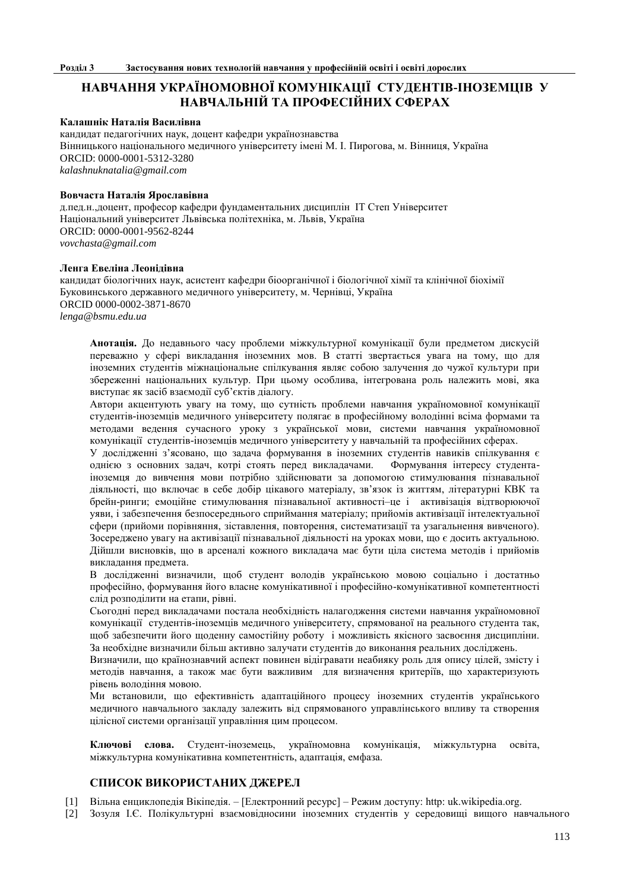# НАВЧАННЯ УКРАЇНОМОВНОЇ КОМУНІКАЦІЇ СТУДЕНТІВ-ІНОЗЕМЦІВ У НАВЧАЛЬНІЙ ТА ПРОФЕСІЙНИХ СФЕРАХ

**Калашнік Наталія Василівна**
кандидат педагогічних наук, доцент кафедри українознавства
Вінницького національного медичного університету імені М. І. Пирогова, м. Вінниця, Україна
ORCID: 0000-0001-5312-3280
*kalashnuknatalia@gmail.com*

**Вовчаста Наталія Ярославівна**
д.пед.н.,доцент, професор кафедри фундаментальних дисциплін IT Степ Університет
Національний університет Львівська політехніка, м. Львів, Україна
ORCID: 0000-0001-9562-8244
*vovchasta@gmail.com*

**Ленга Евеліна Леонідівна**
кандидат біологічних наук, асистент кафедри біоорганічної і біологічної хімії та клінічної біохімії
Буковинського державного медичного університету, м. Чернівці, Україна
ORCID 0000-0002-3871-8670
*lenga@bsmu.edu.ua*

**Анотація.** До недавнього часу проблеми міжкультурної комунікації були предметом дискусій переважно у сфері викладання іноземних мов. В статті звертається увага на тому, що для іноземних студентів міжнаціональне спілкування являє собою залучення до чужої культури при збереженні національних культур. При цьому особлива, інтегрована роль належить мові, яка виступає як засіб взаємодії суб'єктів діалогу.

Автори акцентують увагу на тому, що сутність проблеми навчання україномовної комунікації студентів-іноземців медичного університету полягає в професійному володінні всіма формами та методами ведення сучасного уроку з української мови, системи навчання україномовної комунікації студентів-іноземців медичного університету у навчальній та професійних сферах.

У дослідженні з'ясовано, що задача формування в іноземних студентів навиків спілкування є однією з основних задач, котрі стоять перед викладачами. Формування інтересу студента-іноземця до вивчення мови потрібно здійснювати за допомогою стимулювання пізнавальної діяльності, що включає в себе добір цікавого матеріалу, зв'язок із життям, літературні КВК та брейн-ринги; емоційне стимулювання пізнавальної активності–це і активізація відтворюючої уяви, і забезпечення безпосереднього сприймання матеріалу; прийомів активізації інтелектуальної сфери (прийоми порівняння, зіставлення, повторення, систематизації та узагальнення вивченого). Зосереджено увагу на активізації пізнавальної діяльності на уроках мови, що є досить актуальною. Дійшли висновків, що в арсеналі кожного викладача має бути ціла система методів і прийомів викладання предмета.

В дослідженні визначили, щоб студент володів українською мовою соціально і достатньо професійно, формування його власне комунікативної і професійно-комунікативної компетентності слід розподілити на етапи, рівні.

Сьогодні перед викладачами постала необхідність налагодження системи навчання україномовної комунікації студентів-іноземців медичного університету, спрямованої на реального студента так, щоб забезпечити його щоденну самостійну роботу і можливість якісного засвоєння дисципліни. За необхідне визначили більш активно залучати студентів до виконання реальних досліджень.

Визначили, що країнознавчий аспект повинен відігравати неабияку роль для опису цілей, змісту і методів навчання, а також має бути важливим для визначення критеріїв, що характеризують рівень володіння мовою.

Ми встановили, що ефективність адаптаційного процесу іноземних студентів українського медичного навчального закладу залежить від спрямованого управлінського впливу та створення цілісної системи організації управління цим процесом.

**Ключові слова.** Студент-іноземець, україномовна комунікація, міжкультурна освіта, міжкультурна комунікативна компетентність, адаптація, емфаза.

## СПИСОК ВИКОРИСТАНИХ ДЖЕРЕЛ

[1] Вільна енциклопедія Вікіпедія. – [Електронний ресурс] – Режим доступу: http: uk.wikipedia.org.

[2] Зозуля І.Є. Полікультурні взаємовідносини іноземних студентів у середовищі вищого навчального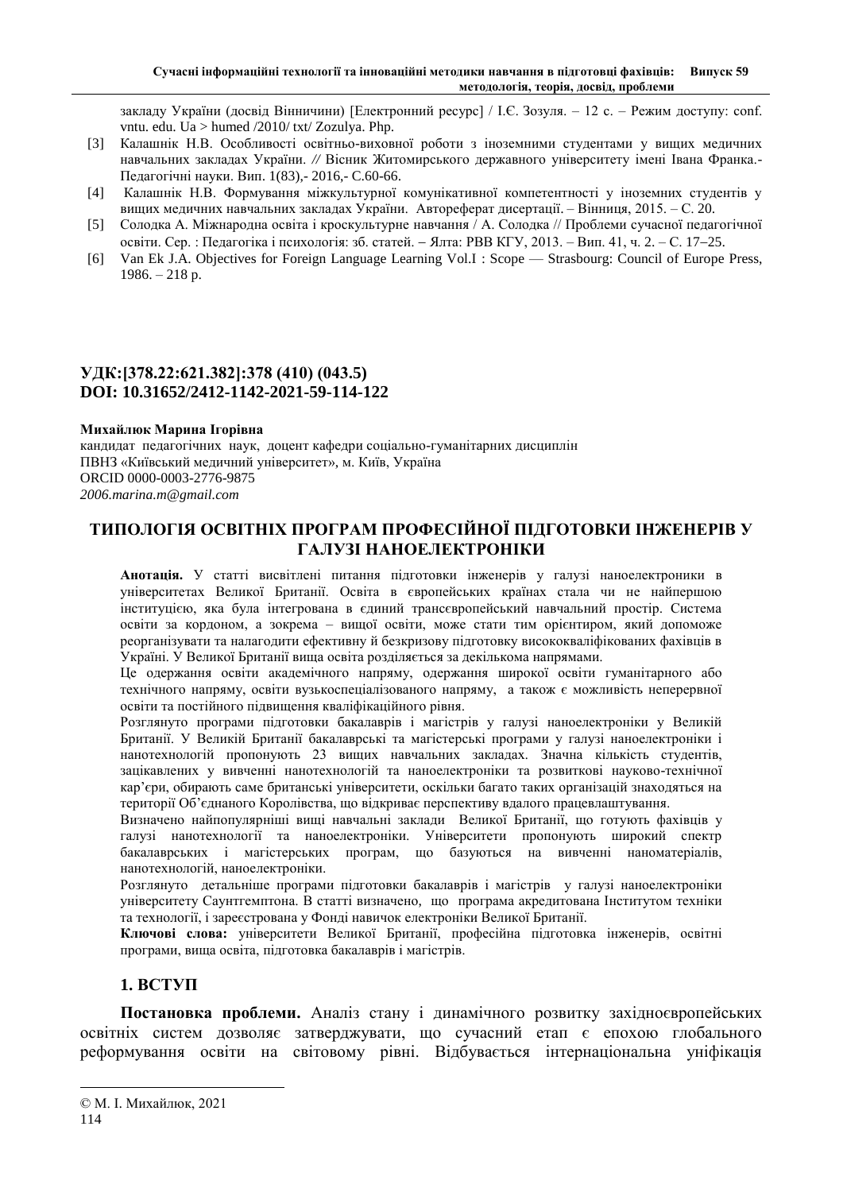закладу України (досвід Вінничини) [Електронний ресурс] / І.Є. Зозуля. – 12 с. – Режим доступу: conf. vntu. edu. Ua > humed /2010/ txt/ Zozulya. Php.

[3] Калашнік Н.В. Особливості освітньо-виховної роботи з іноземними студентами у вищих медичних навчальних закладах України. // Вісник Житомирського державного університету імені Івана Франка.- Педагогічні науки. Вип. 1(83),- 2016,- С.60-66.

[4] Калашнік Н.В. Формування міжкультурної комунікативної компетентності у іноземних студентів у вищих медичних навчальних закладах України. Автореферат дисертації. – Вінниця, 2015. – С. 20.

[5] Солодка А. Міжнародна освіта і кроскультурне навчання / А. Солодка // Проблеми сучасної педагогічної освіти. Сер. : Педагогіка і психологія: зб. статей. – Ялта: РВВ КГУ, 2013. – Вип. 41, ч. 2. – С. 17–25.

[6] Van Ek J.A. Objectives for Foreign Language Learning Vol.I : Scope — Strasbourg: Council of Europe Press, 1986. – 218 p.

**УДК:[378.22:621.382]:378 (410) (043.5)**
**DOI: 10.31652/2412-1142-2021-59-114-122**

**Михайлюк Марина Ігорівна**
кандидат педагогічних наук, доцент кафедри соціально-гуманітарних дисциплін
ПВНЗ «Київський медичний університет», м. Київ, Україна
ORCID 0000-0003-2776-9875
*2006.marina.m@gmail.com*

# ТИПОЛОГІЯ ОСВІТНІХ ПРОГРАМ ПРОФЕСІЙНОЇ ПІДГОТОВКИ ІНЖЕНЕРІВ У ГАЛУЗІ НАНОЕЛЕКТРОНІКИ

**Анотація.** У статті висвітлені питання підготовки інженерів у галузі наноелектроники в університетах Великої Британії. Освіта в європейських країнах стала чи не найпершою інституцією, яка була інтегрована в єдиний трансєвропейський навчальний простір. Система освіти за кордоном, а зокрема – вищої освіти, може стати тим орієнтиром, який допоможе реорганізувати та налагодити ефективну й безкризову підготовку висококваліфікованих фахівців в Україні. У Великої Британії вища освіта розділяється за декількома напрямами.

Це одержання освіти академічного напряму, одержання широкої освіти гуманітарного або технічного напряму, освіти вузькоспеціалізованого напряму, а також є можливість неперервної освіти та постійного підвищення кваліфікаційного рівня.

Розглянуто програми підготовки бакалаврів і магістрів у галузі наноелектроніки у Великій Британії. У Великій Британії бакалаврські та магістерські програми у галузі наноелектроніки і нанотехнологій пропонують 23 вищих навчальних закладах. Значна кількість студентів, зацікавлених у вивченні нанотехнологій та наноелектроніки та розвиткові науково-технічної кар'єри, обирають саме британські університети, оскільки багато таких організацій знаходяться на території Об'єднаного Королівства, що відкриває перспективу вдалого працевлаштування.

Визначено найпопулярніші вищі навчальні заклади Великої Британії, що готують фахівців у галузі нанотехнології та наноелектроніки. Університети пропонують широкий спектр бакалаврських і магістерських програм, що базуються на вивченні наноматеріалів, нанотехнологій, наноелектроніки.

Розглянуто детальніше програми підготовки бакалаврів і магістрів у галузі наноелектроніки університету Саунтгемптона. В статті визначено, що програма акредитована Інститутом техніки та технології, і зареєстрована у Фонді навичок електроніки Великої Британії.

**Ключові слова:** університети Великої Британії, професійна підготовка інженерів, освітні програми, вища освіта, підготовка бакалаврів і магістрів.

## 1. ВСТУП

**Постановка проблеми.** Аналіз стану і динамічного розвитку західноєвропейських освітніх систем дозволяє затверджувати, що сучасний етап є епохою глобального реформування освіти на світовому рівні. Відбувається інтернаціональна уніфікація

© М. І. Михайлюк, 2021